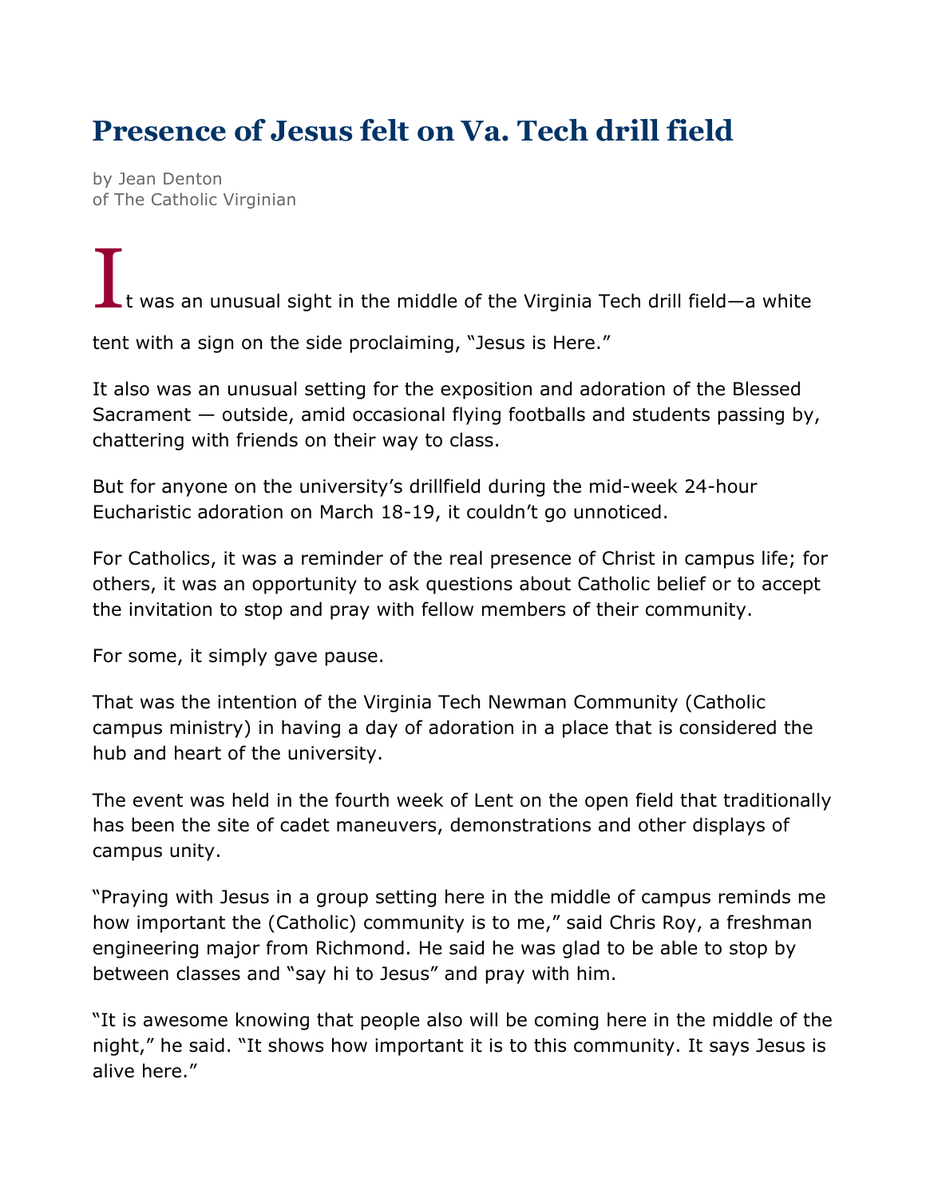# Presence of Jesus felt on Va. Tech drill field

by Jean Denton
of The Catholic Virginian

It was an unusual sight in the middle of the Virginia Tech drill field—a white tent with a sign on the side proclaiming, "Jesus is Here."

It also was an unusual setting for the exposition and adoration of the Blessed Sacrament — outside, amid occasional flying footballs and students passing by, chattering with friends on their way to class.

But for anyone on the university's drillfield during the mid-week 24-hour Eucharistic adoration on March 18-19, it couldn't go unnoticed.

For Catholics, it was a reminder of the real presence of Christ in campus life; for others, it was an opportunity to ask questions about Catholic belief or to accept the invitation to stop and pray with fellow members of their community.

For some, it simply gave pause.

That was the intention of the Virginia Tech Newman Community (Catholic campus ministry) in having a day of adoration in a place that is considered the hub and heart of the university.

The event was held in the fourth week of Lent on the open field that traditionally has been the site of cadet maneuvers, demonstrations and other displays of campus unity.

"Praying with Jesus in a group setting here in the middle of campus reminds me how important the (Catholic) community is to me," said Chris Roy, a freshman engineering major from Richmond. He said he was glad to be able to stop by between classes and "say hi to Jesus" and pray with him.

"It is awesome knowing that people also will be coming here in the middle of the night," he said. "It shows how important it is to this community. It says Jesus is alive here."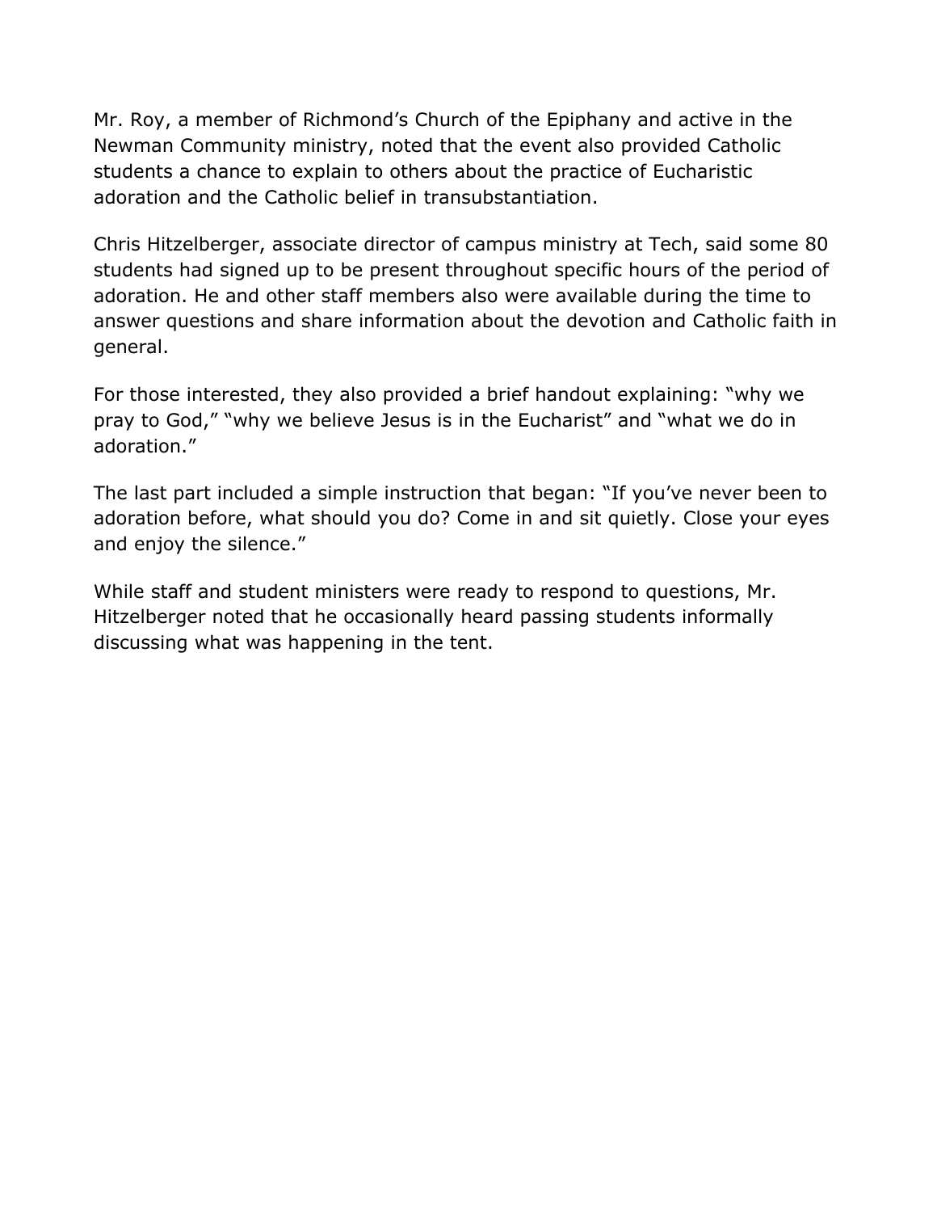Mr. Roy, a member of Richmond's Church of the Epiphany and active in the Newman Community ministry, noted that the event also provided Catholic students a chance to explain to others about the practice of Eucharistic adoration and the Catholic belief in transubstantiation.

Chris Hitzelberger, associate director of campus ministry at Tech, said some 80 students had signed up to be present throughout specific hours of the period of adoration. He and other staff members also were available during the time to answer questions and share information about the devotion and Catholic faith in general.

For those interested, they also provided a brief handout explaining: "why we pray to God," "why we believe Jesus is in the Eucharist" and "what we do in adoration."

The last part included a simple instruction that began: "If you've never been to adoration before, what should you do? Come in and sit quietly. Close your eyes and enjoy the silence."

While staff and student ministers were ready to respond to questions, Mr. Hitzelberger noted that he occasionally heard passing students informally discussing what was happening in the tent.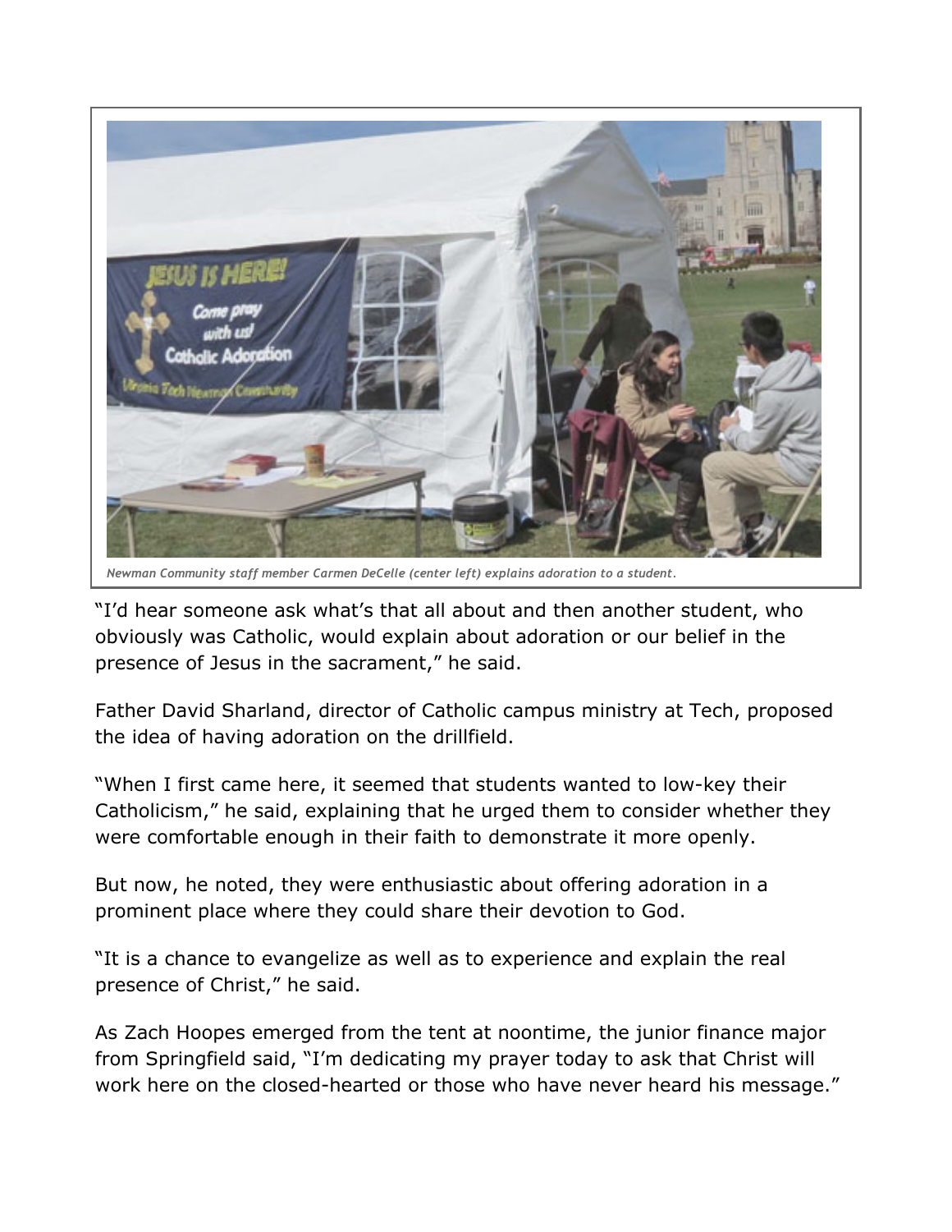*Newman Community staff member Carmen DeCelle (center left) explains adoration to a student.*

"I'd hear someone ask what's that all about and then another student, who obviously was Catholic, would explain about adoration or our belief in the presence of Jesus in the sacrament," he said.

Father David Sharland, director of Catholic campus ministry at Tech, proposed the idea of having adoration on the drillfield.

"When I first came here, it seemed that students wanted to low-key their Catholicism," he said, explaining that he urged them to consider whether they were comfortable enough in their faith to demonstrate it more openly.

But now, he noted, they were enthusiastic about offering adoration in a prominent place where they could share their devotion to God.

"It is a chance to evangelize as well as to experience and explain the real presence of Christ," he said.

As Zach Hoopes emerged from the tent at noontime, the junior finance major from Springfield said, "I'm dedicating my prayer today to ask that Christ will work here on the closed-hearted or those who have never heard his message."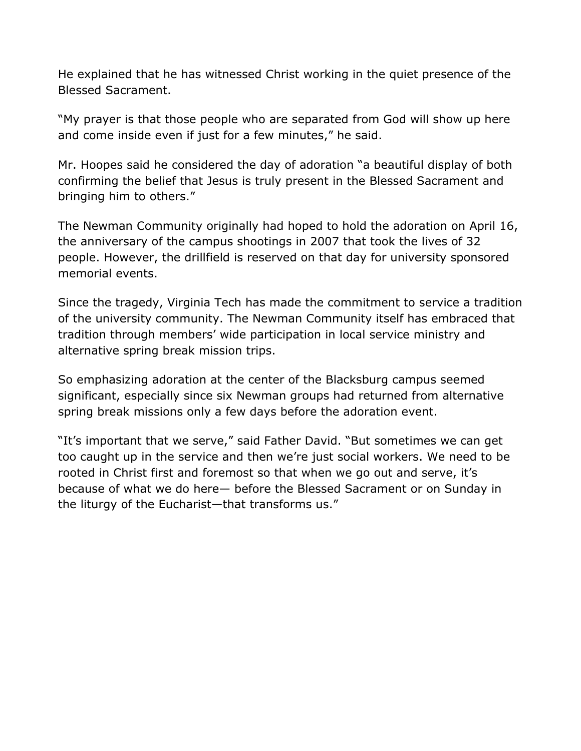He explained that he has witnessed Christ working in the quiet presence of the Blessed Sacrament.

"My prayer is that those people who are separated from God will show up here and come inside even if just for a few minutes," he said.

Mr. Hoopes said he considered the day of adoration "a beautiful display of both confirming the belief that Jesus is truly present in the Blessed Sacrament and bringing him to others."

The Newman Community originally had hoped to hold the adoration on April 16, the anniversary of the campus shootings in 2007 that took the lives of 32 people. However, the drillfield is reserved on that day for university sponsored memorial events.

Since the tragedy, Virginia Tech has made the commitment to service a tradition of the university community. The Newman Community itself has embraced that tradition through members' wide participation in local service ministry and alternative spring break mission trips.

So emphasizing adoration at the center of the Blacksburg campus seemed significant, especially since six Newman groups had returned from alternative spring break missions only a few days before the adoration event.

"It's important that we serve," said Father David. "But sometimes we can get too caught up in the service and then we're just social workers. We need to be rooted in Christ first and foremost so that when we go out and serve, it's because of what we do here— before the Blessed Sacrament or on Sunday in the liturgy of the Eucharist—that transforms us."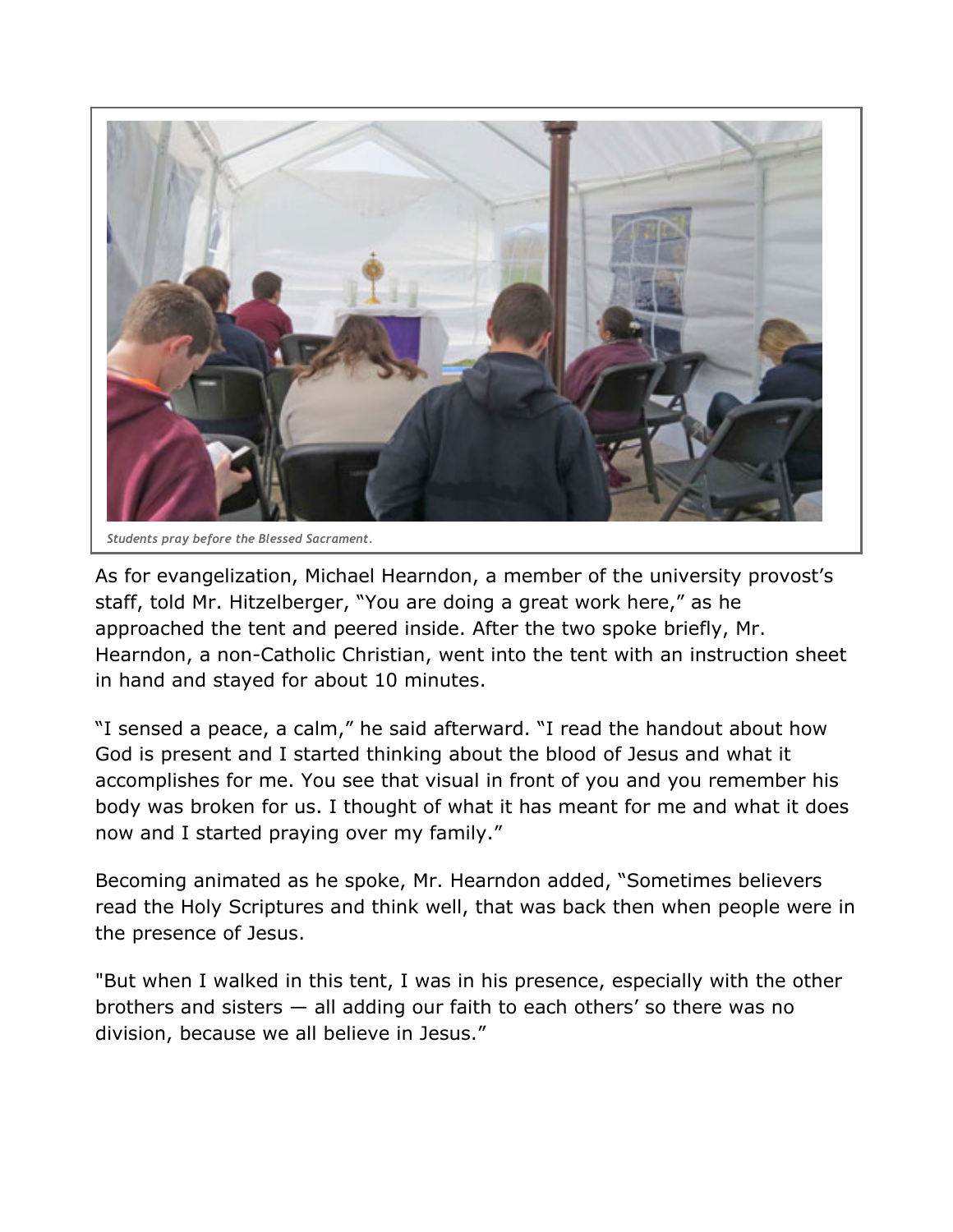*Students pray before the Blessed Sacrament.*

As for evangelization, Michael Hearndon, a member of the university provost's staff, told Mr. Hitzelberger, "You are doing a great work here," as he approached the tent and peered inside. After the two spoke briefly, Mr. Hearndon, a non-Catholic Christian, went into the tent with an instruction sheet in hand and stayed for about 10 minutes.

"I sensed a peace, a calm," he said afterward. "I read the handout about how God is present and I started thinking about the blood of Jesus and what it accomplishes for me. You see that visual in front of you and you remember his body was broken for us. I thought of what it has meant for me and what it does now and I started praying over my family."

Becoming animated as he spoke, Mr. Hearndon added, "Sometimes believers read the Holy Scriptures and think well, that was back then when people were in the presence of Jesus.

"But when I walked in this tent, I was in his presence, especially with the other brothers and sisters — all adding our faith to each others' so there was no division, because we all believe in Jesus."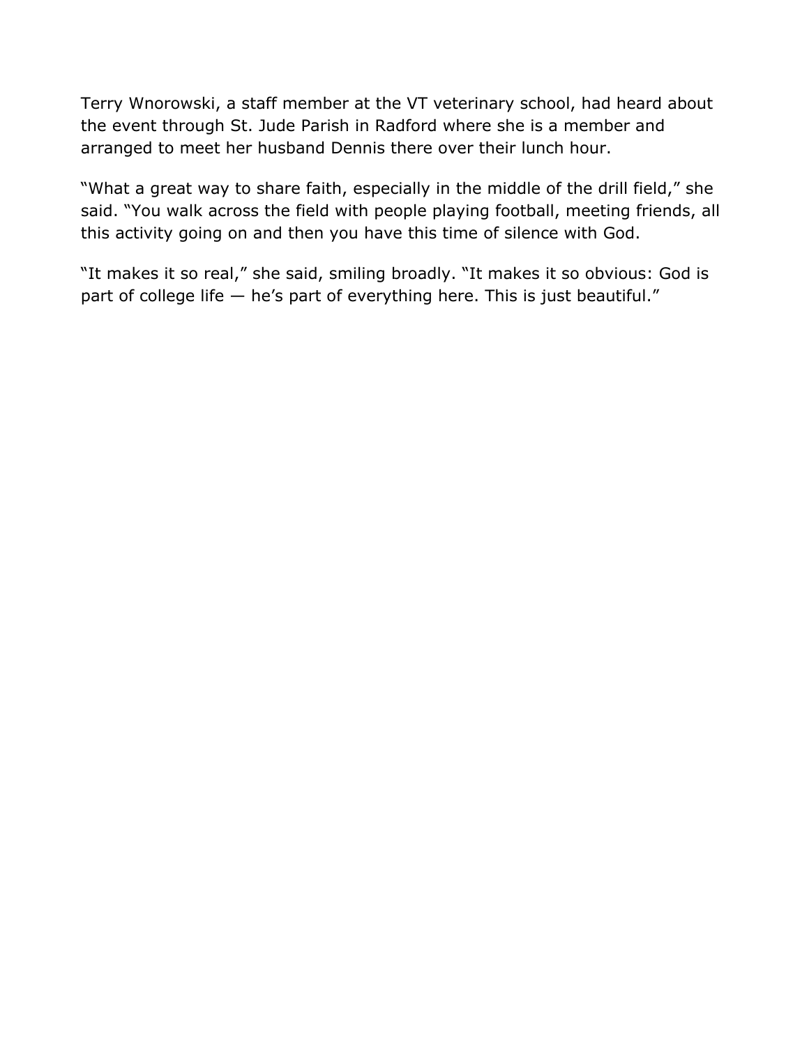Terry Wnorowski, a staff member at the VT veterinary school, had heard about the event through St. Jude Parish in Radford where she is a member and arranged to meet her husband Dennis there over their lunch hour.

"What a great way to share faith, especially in the middle of the drill field," she said. "You walk across the field with people playing football, meeting friends, all this activity going on and then you have this time of silence with God.

"It makes it so real," she said, smiling broadly. "It makes it so obvious: God is part of college life — he's part of everything here. This is just beautiful."